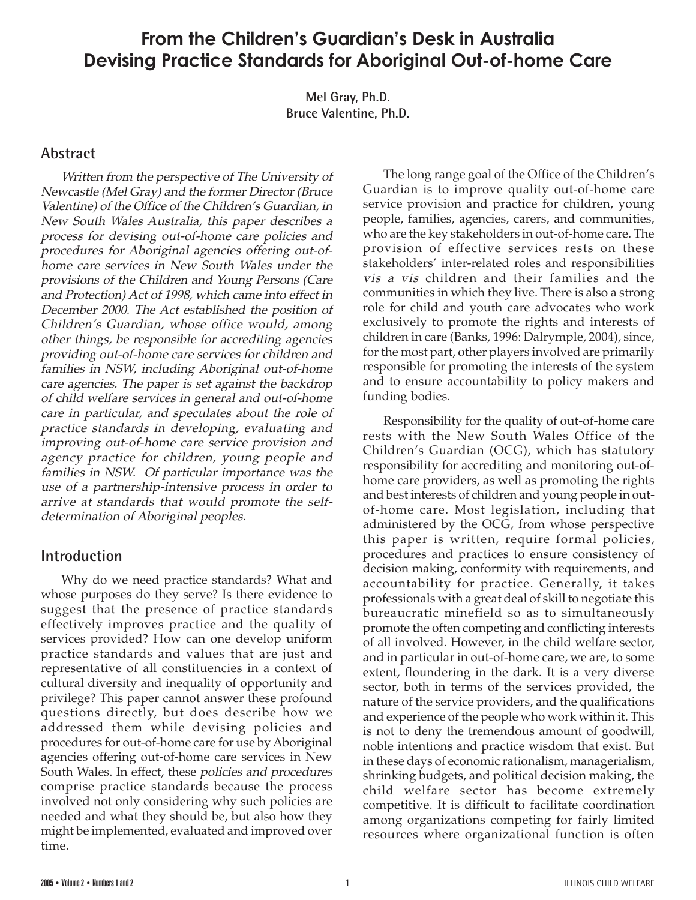# From the Children's Guardian's Desk in Australia
# Devising Practice Standards for Aboriginal Out-of-home Care

**Mel Gray, Ph.D.**
**Bruce Valentine, Ph.D.**

## Abstract

*Written from the perspective of The University of Newcastle (Mel Gray) and the former Director (Bruce Valentine) of the Office of the Children's Guardian, in New South Wales Australia, this paper describes a process for devising out-of-home care policies and procedures for Aboriginal agencies offering out-of-home care services in New South Wales under the provisions of the Children and Young Persons (Care and Protection) Act of 1998, which came into effect in December 2000. The Act established the position of Children's Guardian, whose office would, among other things, be responsible for accrediting agencies providing out-of-home care services for children and families in NSW, including Aboriginal out-of-home care agencies. The paper is set against the backdrop of child welfare services in general and out-of-home care in particular, and speculates about the role of practice standards in developing, evaluating and improving out-of-home care service provision and agency practice for children, young people and families in NSW. Of particular importance was the use of a partnership-intensive process in order to arrive at standards that would promote the self-determination of Aboriginal peoples.*

## Introduction

Why do we need practice standards? What and whose purposes do they serve? Is there evidence to suggest that the presence of practice standards effectively improves practice and the quality of services provided? How can one develop uniform practice standards and values that are just and representative of all constituencies in a context of cultural diversity and inequality of opportunity and privilege? This paper cannot answer these profound questions directly, but does describe how we addressed them while devising policies and procedures for out-of-home care for use by Aboriginal agencies offering out-of-home care services in New South Wales. In effect, these *policies and procedures* comprise practice standards because the process involved not only considering why such policies are needed and what they should be, but also how they might be implemented, evaluated and improved over time.

The long range goal of the Office of the Children's Guardian is to improve quality out-of-home care service provision and practice for children, young people, families, agencies, carers, and communities, who are the key stakeholders in out-of-home care. The provision of effective services rests on these stakeholders' inter-related roles and responsibilities *vis a vis* children and their families and the communities in which they live. There is also a strong role for child and youth care advocates who work exclusively to promote the rights and interests of children in care (Banks, 1996: Dalrymple, 2004), since, for the most part, other players involved are primarily responsible for promoting the interests of the system and to ensure accountability to policy makers and funding bodies.

Responsibility for the quality of out-of-home care rests with the New South Wales Office of the Children's Guardian (OCG), which has statutory responsibility for accrediting and monitoring out-of-home care providers, as well as promoting the rights and best interests of children and young people in out-of-home care. Most legislation, including that administered by the OCG, from whose perspective this paper is written, require formal policies, procedures and practices to ensure consistency of decision making, conformity with requirements, and accountability for practice. Generally, it takes professionals with a great deal of skill to negotiate this bureaucratic minefield so as to simultaneously promote the often competing and conflicting interests of all involved. However, in the child welfare sector, and in particular in out-of-home care, we are, to some extent, floundering in the dark. It is a very diverse sector, both in terms of the services provided, the nature of the service providers, and the qualifications and experience of the people who work within it. This is not to deny the tremendous amount of goodwill, noble intentions and practice wisdom that exist. But in these days of economic rationalism, managerialism, shrinking budgets, and political decision making, the child welfare sector has become extremely competitive. It is difficult to facilitate coordination among organizations competing for fairly limited resources where organizational function is often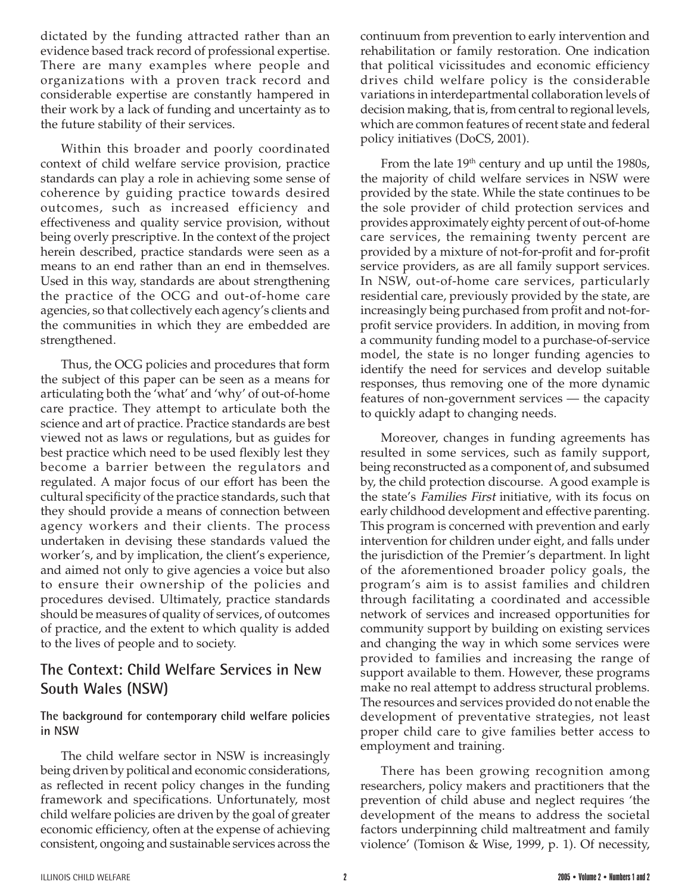dictated by the funding attracted rather than an evidence based track record of professional expertise. There are many examples where people and organizations with a proven track record and considerable expertise are constantly hampered in their work by a lack of funding and uncertainty as to the future stability of their services.

Within this broader and poorly coordinated context of child welfare service provision, practice standards can play a role in achieving some sense of coherence by guiding practice towards desired outcomes, such as increased efficiency and effectiveness and quality service provision, without being overly prescriptive. In the context of the project herein described, practice standards were seen as a means to an end rather than an end in themselves. Used in this way, standards are about strengthening the practice of the OCG and out-of-home care agencies, so that collectively each agency's clients and the communities in which they are embedded are strengthened.

Thus, the OCG policies and procedures that form the subject of this paper can be seen as a means for articulating both the 'what' and 'why' of out-of-home care practice. They attempt to articulate both the science and art of practice. Practice standards are best viewed not as laws or regulations, but as guides for best practice which need to be used flexibly lest they become a barrier between the regulators and regulated. A major focus of our effort has been the cultural specificity of the practice standards, such that they should provide a means of connection between agency workers and their clients. The process undertaken in devising these standards valued the worker's, and by implication, the client's experience, and aimed not only to give agencies a voice but also to ensure their ownership of the policies and procedures devised. Ultimately, practice standards should be measures of quality of services, of outcomes of practice, and the extent to which quality is added to the lives of people and to society.

## The Context: Child Welfare Services in New South Wales (NSW)

### The background for contemporary child welfare policies in NSW

The child welfare sector in NSW is increasingly being driven by political and economic considerations, as reflected in recent policy changes in the funding framework and specifications. Unfortunately, most child welfare policies are driven by the goal of greater economic efficiency, often at the expense of achieving consistent, ongoing and sustainable services across the continuum from prevention to early intervention and rehabilitation or family restoration. One indication that political vicissitudes and economic efficiency drives child welfare policy is the considerable variations in interdepartmental collaboration levels of decision making, that is, from central to regional levels, which are common features of recent state and federal policy initiatives (DoCS, 2001).

From the late 19th century and up until the 1980s, the majority of child welfare services in NSW were provided by the state. While the state continues to be the sole provider of child protection services and provides approximately eighty percent of out-of-home care services, the remaining twenty percent are provided by a mixture of not-for-profit and for-profit service providers, as are all family support services. In NSW, out-of-home care services, particularly residential care, previously provided by the state, are increasingly being purchased from profit and not-for-profit service providers. In addition, in moving from a community funding model to a purchase-of-service model, the state is no longer funding agencies to identify the need for services and develop suitable responses, thus removing one of the more dynamic features of non-government services — the capacity to quickly adapt to changing needs.

Moreover, changes in funding agreements has resulted in some services, such as family support, being reconstructed as a component of, and subsumed by, the child protection discourse. A good example is the state's *Families First* initiative, with its focus on early childhood development and effective parenting. This program is concerned with prevention and early intervention for children under eight, and falls under the jurisdiction of the Premier's department. In light of the aforementioned broader policy goals, the program's aim is to assist families and children through facilitating a coordinated and accessible network of services and increased opportunities for community support by building on existing services and changing the way in which some services were provided to families and increasing the range of support available to them. However, these programs make no real attempt to address structural problems. The resources and services provided do not enable the development of preventative strategies, not least proper child care to give families better access to employment and training.

There has been growing recognition among researchers, policy makers and practitioners that the prevention of child abuse and neglect requires 'the development of the means to address the societal factors underpinning child maltreatment and family violence' (Tomison & Wise, 1999, p. 1). Of necessity,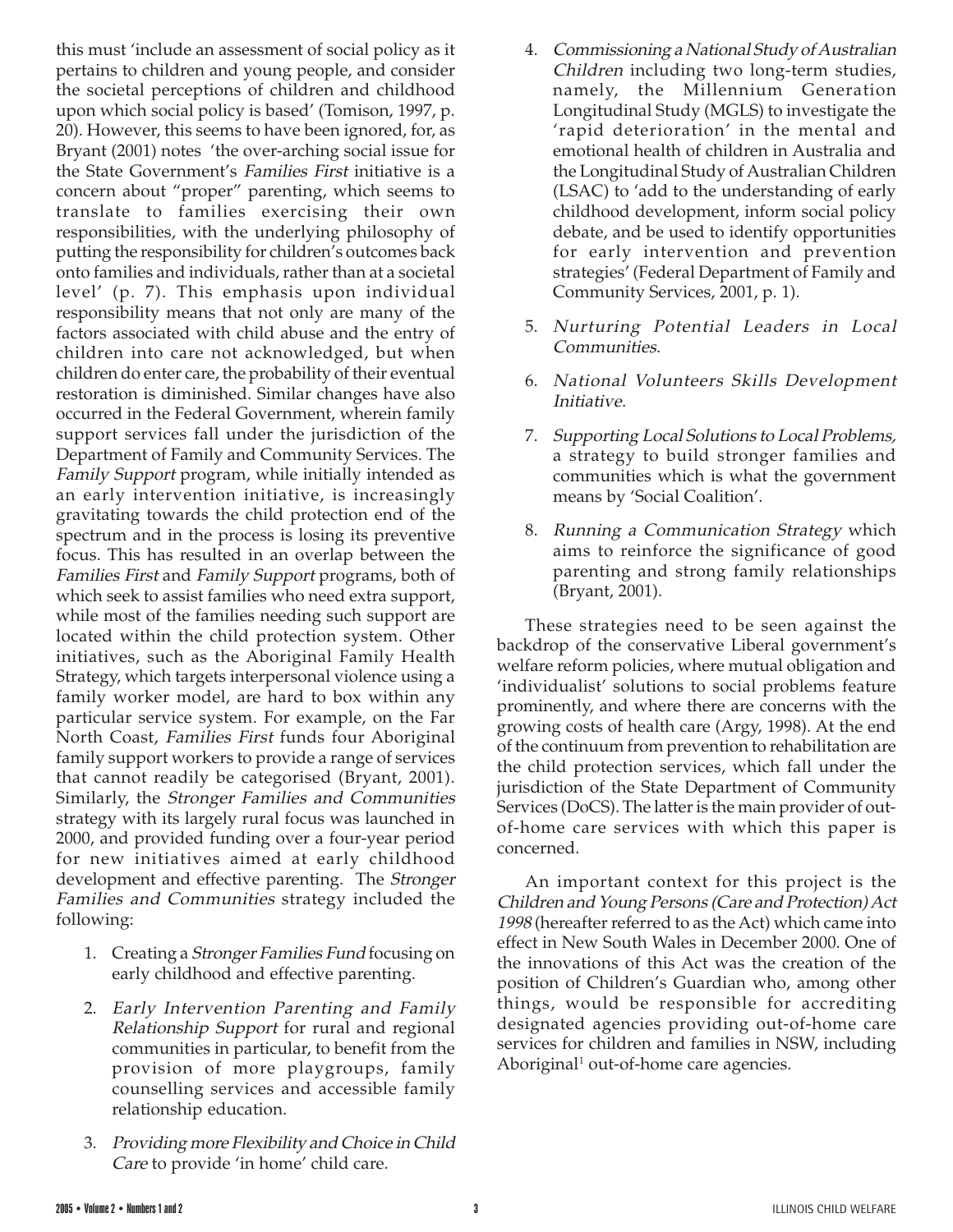this must 'include an assessment of social policy as it pertains to children and young people, and consider the societal perceptions of children and childhood upon which social policy is based' (Tomison, 1997, p. 20). However, this seems to have been ignored, for, as Bryant (2001) notes 'the over-arching social issue for the State Government's *Families First* initiative is a concern about "proper" parenting, which seems to translate to families exercising their own responsibilities, with the underlying philosophy of putting the responsibility for children's outcomes back onto families and individuals, rather than at a societal level' (p. 7). This emphasis upon individual responsibility means that not only are many of the factors associated with child abuse and the entry of children into care not acknowledged, but when children do enter care, the probability of their eventual restoration is diminished. Similar changes have also occurred in the Federal Government, wherein family support services fall under the jurisdiction of the Department of Family and Community Services. The *Family Support* program, while initially intended as an early intervention initiative, is increasingly gravitating towards the child protection end of the spectrum and in the process is losing its preventive focus. This has resulted in an overlap between the *Families First* and *Family Support* programs, both of which seek to assist families who need extra support, while most of the families needing such support are located within the child protection system. Other initiatives, such as the Aboriginal Family Health Strategy, which targets interpersonal violence using a family worker model, are hard to box within any particular service system. For example, on the Far North Coast, *Families First* funds four Aboriginal family support workers to provide a range of services that cannot readily be categorised (Bryant, 2001). Similarly, the *Stronger Families and Communities* strategy with its largely rural focus was launched in 2000, and provided funding over a four-year period for new initiatives aimed at early childhood development and effective parenting. The *Stronger Families and Communities* strategy included the following:

1. Creating a *Stronger Families Fund* focusing on early childhood and effective parenting.
2. *Early Intervention Parenting and Family Relationship Support* for rural and regional communities in particular, to benefit from the provision of more playgroups, family counselling services and accessible family relationship education.
3. *Providing more Flexibility and Choice in Child Care* to provide 'in home' child care.
4. *Commissioning a National Study of Australian Children* including two long-term studies, namely, the Millennium Generation Longitudinal Study (MGLS) to investigate the 'rapid deterioration' in the mental and emotional health of children in Australia and the Longitudinal Study of Australian Children (LSAC) to 'add to the understanding of early childhood development, inform social policy debate, and be used to identify opportunities for early intervention and prevention strategies' (Federal Department of Family and Community Services, 2001, p. 1).
5. *Nurturing Potential Leaders in Local Communities*.
6. *National Volunteers Skills Development Initiative*.
7. *Supporting Local Solutions to Local Problems,* a strategy to build stronger families and communities which is what the government means by 'Social Coalition'.
8. *Running a Communication Strategy* which aims to reinforce the significance of good parenting and strong family relationships (Bryant, 2001).

These strategies need to be seen against the backdrop of the conservative Liberal government's welfare reform policies, where mutual obligation and 'individualist' solutions to social problems feature prominently, and where there are concerns with the growing costs of health care (Argy, 1998). At the end of the continuum from prevention to rehabilitation are the child protection services, which fall under the jurisdiction of the State Department of Community Services (DoCS). The latter is the main provider of out-of-home care services with which this paper is concerned.

An important context for this project is the *Children and Young Persons (Care and Protection) Act 1998* (hereafter referred to as the Act) which came into effect in New South Wales in December 2000. One of the innovations of this Act was the creation of the position of Children's Guardian who, among other things, would be responsible for accrediting designated agencies providing out-of-home care services for children and families in NSW, including Aboriginal[1] out-of-home care agencies.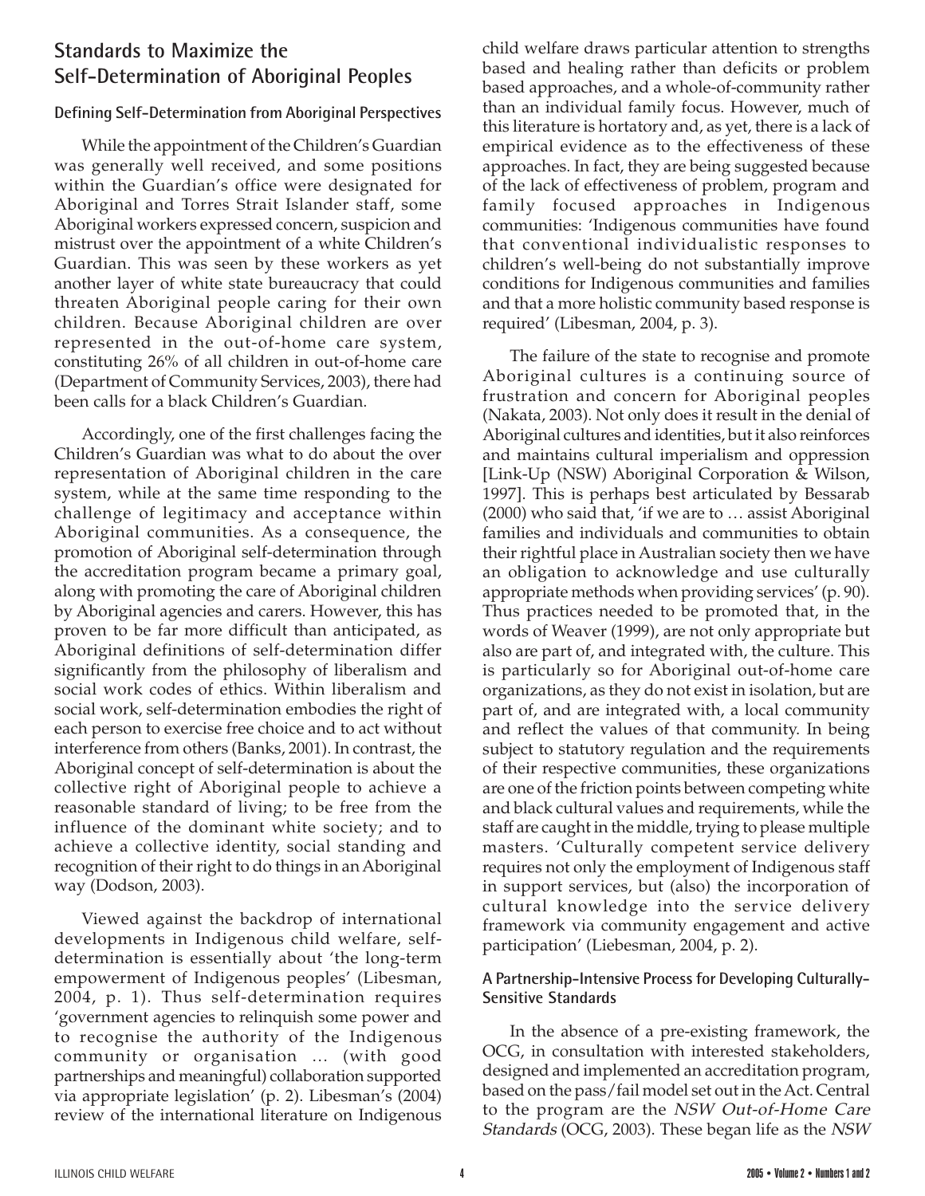## Standards to Maximize the Self-Determination of Aboriginal Peoples

### Defining Self-Determination from Aboriginal Perspectives

While the appointment of the Children's Guardian was generally well received, and some positions within the Guardian's office were designated for Aboriginal and Torres Strait Islander staff, some Aboriginal workers expressed concern, suspicion and mistrust over the appointment of a white Children's Guardian. This was seen by these workers as yet another layer of white state bureaucracy that could threaten Aboriginal people caring for their own children. Because Aboriginal children are over represented in the out-of-home care system, constituting 26% of all children in out-of-home care (Department of Community Services, 2003), there had been calls for a black Children's Guardian.

Accordingly, one of the first challenges facing the Children's Guardian was what to do about the over representation of Aboriginal children in the care system, while at the same time responding to the challenge of legitimacy and acceptance within Aboriginal communities. As a consequence, the promotion of Aboriginal self-determination through the accreditation program became a primary goal, along with promoting the care of Aboriginal children by Aboriginal agencies and carers. However, this has proven to be far more difficult than anticipated, as Aboriginal definitions of self-determination differ significantly from the philosophy of liberalism and social work codes of ethics. Within liberalism and social work, self-determination embodies the right of each person to exercise free choice and to act without interference from others (Banks, 2001). In contrast, the Aboriginal concept of self-determination is about the collective right of Aboriginal people to achieve a reasonable standard of living; to be free from the influence of the dominant white society; and to achieve a collective identity, social standing and recognition of their right to do things in an Aboriginal way (Dodson, 2003).

Viewed against the backdrop of international developments in Indigenous child welfare, self-determination is essentially about 'the long-term empowerment of Indigenous peoples' (Libesman, 2004, p. 1). Thus self-determination requires 'government agencies to relinquish some power and to recognise the authority of the Indigenous community or organisation … (with good partnerships and meaningful) collaboration supported via appropriate legislation' (p. 2). Libesman's (2004) review of the international literature on Indigenous child welfare draws particular attention to strengths based and healing rather than deficits or problem based approaches, and a whole-of-community rather than an individual family focus. However, much of this literature is hortatory and, as yet, there is a lack of empirical evidence as to the effectiveness of these approaches. In fact, they are being suggested because of the lack of effectiveness of problem, program and family focused approaches in Indigenous communities: 'Indigenous communities have found that conventional individualistic responses to children's well-being do not substantially improve conditions for Indigenous communities and families and that a more holistic community based response is required' (Libesman, 2004, p. 3).

The failure of the state to recognise and promote Aboriginal cultures is a continuing source of frustration and concern for Aboriginal peoples (Nakata, 2003). Not only does it result in the denial of Aboriginal cultures and identities, but it also reinforces and maintains cultural imperialism and oppression [Link-Up (NSW) Aboriginal Corporation & Wilson, 1997]. This is perhaps best articulated by Bessarab (2000) who said that, 'if we are to … assist Aboriginal families and individuals and communities to obtain their rightful place in Australian society then we have an obligation to acknowledge and use culturally appropriate methods when providing services' (p. 90). Thus practices needed to be promoted that, in the words of Weaver (1999), are not only appropriate but also are part of, and integrated with, the culture. This is particularly so for Aboriginal out-of-home care organizations, as they do not exist in isolation, but are part of, and are integrated with, a local community and reflect the values of that community. In being subject to statutory regulation and the requirements of their respective communities, these organizations are one of the friction points between competing white and black cultural values and requirements, while the staff are caught in the middle, trying to please multiple masters. 'Culturally competent service delivery requires not only the employment of Indigenous staff in support services, but (also) the incorporation of cultural knowledge into the service delivery framework via community engagement and active participation' (Liebesman, 2004, p. 2).

### A Partnership-Intensive Process for Developing Culturally-Sensitive Standards

In the absence of a pre-existing framework, the OCG, in consultation with interested stakeholders, designed and implemented an accreditation program, based on the pass/fail model set out in the Act. Central to the program are the *NSW Out-of-Home Care Standards* (OCG, 2003). These began life as the *NSW*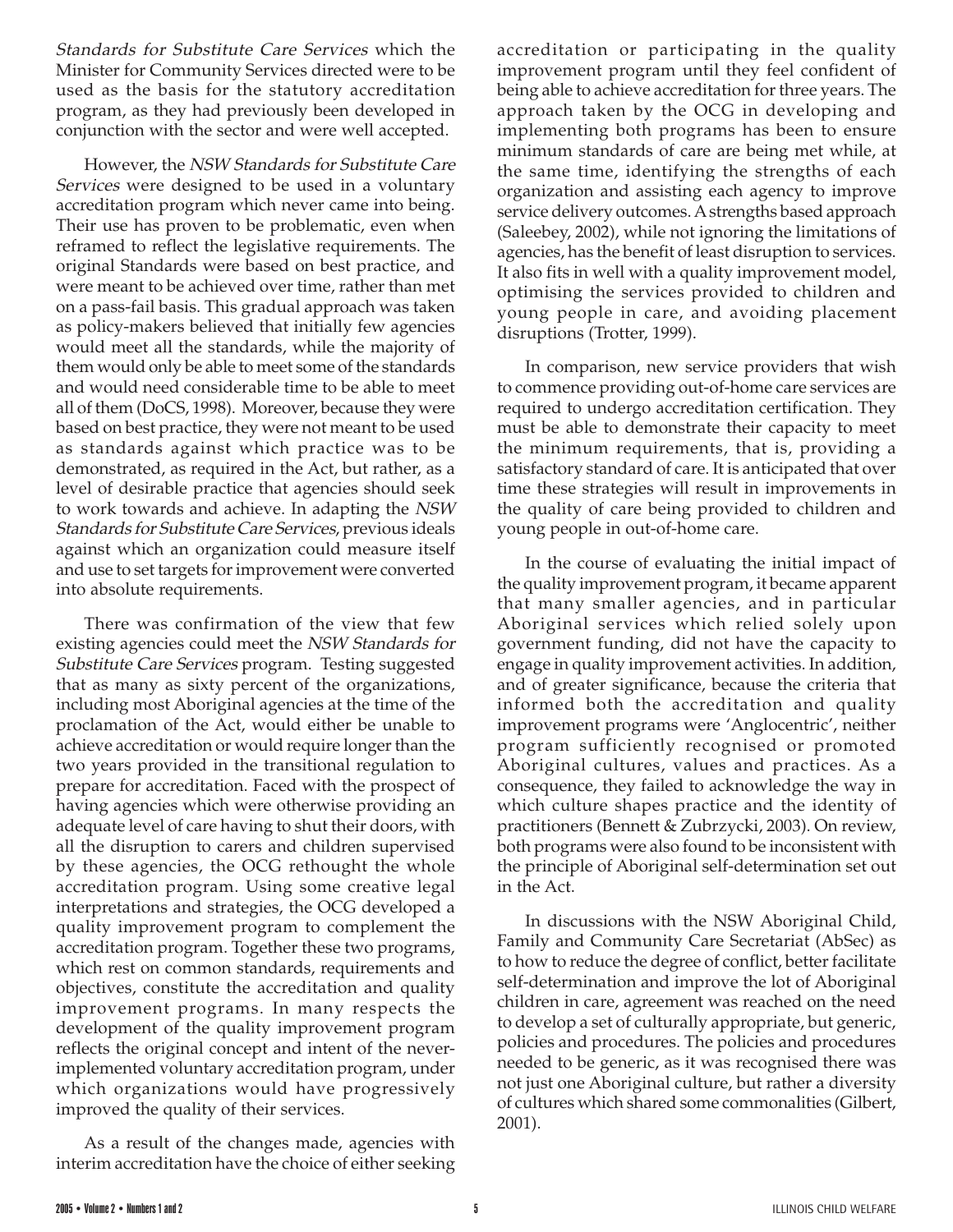*Standards for Substitute Care Services* which the Minister for Community Services directed were to be used as the basis for the statutory accreditation program, as they had previously been developed in conjunction with the sector and were well accepted.

However, the *NSW Standards for Substitute Care Services* were designed to be used in a voluntary accreditation program which never came into being. Their use has proven to be problematic, even when reframed to reflect the legislative requirements. The original Standards were based on best practice, and were meant to be achieved over time, rather than met on a pass-fail basis. This gradual approach was taken as policy-makers believed that initially few agencies would meet all the standards, while the majority of them would only be able to meet some of the standards and would need considerable time to be able to meet all of them (DoCS, 1998). Moreover, because they were based on best practice, they were not meant to be used as standards against which practice was to be demonstrated, as required in the Act, but rather, as a level of desirable practice that agencies should seek to work towards and achieve. In adapting the *NSW Standards for Substitute Care Services*, previous ideals against which an organization could measure itself and use to set targets for improvement were converted into absolute requirements.

There was confirmation of the view that few existing agencies could meet the *NSW Standards for Substitute Care Services* program. Testing suggested that as many as sixty percent of the organizations, including most Aboriginal agencies at the time of the proclamation of the Act, would either be unable to achieve accreditation or would require longer than the two years provided in the transitional regulation to prepare for accreditation. Faced with the prospect of having agencies which were otherwise providing an adequate level of care having to shut their doors, with all the disruption to carers and children supervised by these agencies, the OCG rethought the whole accreditation program. Using some creative legal interpretations and strategies, the OCG developed a quality improvement program to complement the accreditation program. Together these two programs, which rest on common standards, requirements and objectives, constitute the accreditation and quality improvement programs. In many respects the development of the quality improvement program reflects the original concept and intent of the never-implemented voluntary accreditation program, under which organizations would have progressively improved the quality of their services.

As a result of the changes made, agencies with interim accreditation have the choice of either seeking accreditation or participating in the quality improvement program until they feel confident of being able to achieve accreditation for three years. The approach taken by the OCG in developing and implementing both programs has been to ensure minimum standards of care are being met while, at the same time, identifying the strengths of each organization and assisting each agency to improve service delivery outcomes. A strengths based approach (Saleebey, 2002), while not ignoring the limitations of agencies, has the benefit of least disruption to services. It also fits in well with a quality improvement model, optimising the services provided to children and young people in care, and avoiding placement disruptions (Trotter, 1999).

In comparison, new service providers that wish to commence providing out-of-home care services are required to undergo accreditation certification. They must be able to demonstrate their capacity to meet the minimum requirements, that is, providing a satisfactory standard of care. It is anticipated that over time these strategies will result in improvements in the quality of care being provided to children and young people in out-of-home care.

In the course of evaluating the initial impact of the quality improvement program, it became apparent that many smaller agencies, and in particular Aboriginal services which relied solely upon government funding, did not have the capacity to engage in quality improvement activities. In addition, and of greater significance, because the criteria that informed both the accreditation and quality improvement programs were 'Anglocentric', neither program sufficiently recognised or promoted Aboriginal cultures, values and practices. As a consequence, they failed to acknowledge the way in which culture shapes practice and the identity of practitioners (Bennett & Zubrzycki, 2003). On review, both programs were also found to be inconsistent with the principle of Aboriginal self-determination set out in the Act.

In discussions with the NSW Aboriginal Child, Family and Community Care Secretariat (AbSec) as to how to reduce the degree of conflict, better facilitate self-determination and improve the lot of Aboriginal children in care, agreement was reached on the need to develop a set of culturally appropriate, but generic, policies and procedures. The policies and procedures needed to be generic, as it was recognised there was not just one Aboriginal culture, but rather a diversity of cultures which shared some commonalities (Gilbert, 2001).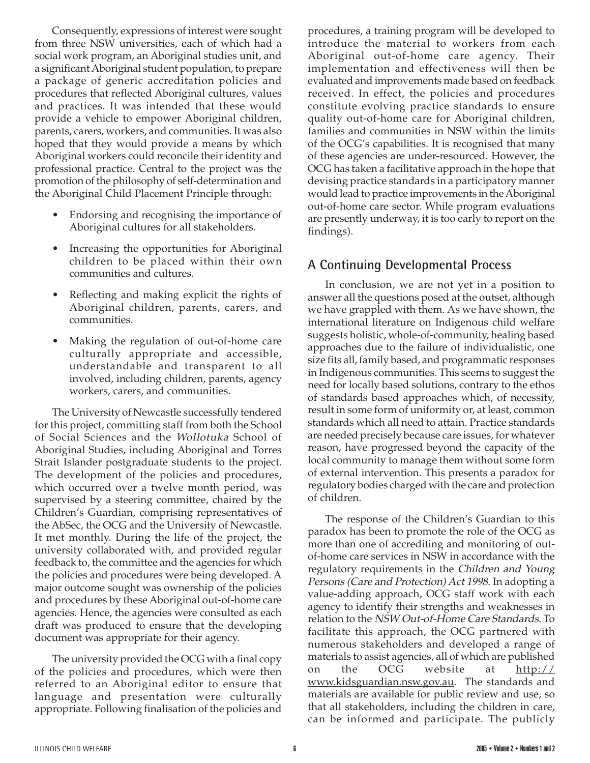Consequently, expressions of interest were sought from three NSW universities, each of which had a social work program, an Aboriginal studies unit, and a significant Aboriginal student population, to prepare a package of generic accreditation policies and procedures that reflected Aboriginal cultures, values and practices. It was intended that these would provide a vehicle to empower Aboriginal children, parents, carers, workers, and communities. It was also hoped that they would provide a means by which Aboriginal workers could reconcile their identity and professional practice. Central to the project was the promotion of the philosophy of self-determination and the Aboriginal Child Placement Principle through:

- Endorsing and recognising the importance of Aboriginal cultures for all stakeholders.
- Increasing the opportunities for Aboriginal children to be placed within their own communities and cultures.
- Reflecting and making explicit the rights of Aboriginal children, parents, carers, and communities.
- Making the regulation of out-of-home care culturally appropriate and accessible, understandable and transparent to all involved, including children, parents, agency workers, carers, and communities.

The University of Newcastle successfully tendered for this project, committing staff from both the School of Social Sciences and the *Wollotuka* School of Aboriginal Studies, including Aboriginal and Torres Strait Islander postgraduate students to the project. The development of the policies and procedures, which occurred over a twelve month period, was supervised by a steering committee, chaired by the Children's Guardian, comprising representatives of the AbSec, the OCG and the University of Newcastle. It met monthly. During the life of the project, the university collaborated with, and provided regular feedback to, the committee and the agencies for which the policies and procedures were being developed. A major outcome sought was ownership of the policies and procedures by these Aboriginal out-of-home care agencies. Hence, the agencies were consulted as each draft was produced to ensure that the developing document was appropriate for their agency.

The university provided the OCG with a final copy of the policies and procedures, which were then referred to an Aboriginal editor to ensure that language and presentation were culturally appropriate. Following finalisation of the policies and procedures, a training program will be developed to introduce the material to workers from each Aboriginal out-of-home care agency. Their implementation and effectiveness will then be evaluated and improvements made based on feedback received. In effect, the policies and procedures constitute evolving practice standards to ensure quality out-of-home care for Aboriginal children, families and communities in NSW within the limits of the OCG's capabilities. It is recognised that many of these agencies are under-resourced. However, the OCG has taken a facilitative approach in the hope that devising practice standards in a participatory manner would lead to practice improvements in the Aboriginal out-of-home care sector. While program evaluations are presently underway, it is too early to report on the findings).

## A Continuing Developmental Process

In conclusion, we are not yet in a position to answer all the questions posed at the outset, although we have grappled with them. As we have shown, the international literature on Indigenous child welfare suggests holistic, whole-of-community, healing based approaches due to the failure of individualistic, one size fits all, family based, and programmatic responses in Indigenous communities. This seems to suggest the need for locally based solutions, contrary to the ethos of standards based approaches which, of necessity, result in some form of uniformity or, at least, common standards which all need to attain. Practice standards are needed precisely because care issues, for whatever reason, have progressed beyond the capacity of the local community to manage them without some form of external intervention. This presents a paradox for regulatory bodies charged with the care and protection of children.

The response of the Children's Guardian to this paradox has been to promote the role of the OCG as more than one of accrediting and monitoring of out-of-home care services in NSW in accordance with the regulatory requirements in the *Children and Young Persons (Care and Protection) Act 1998*. In adopting a value-adding approach, OCG staff work with each agency to identify their strengths and weaknesses in relation to the *NSW Out-of-Home Care Standards*. To facilitate this approach, the OCG partnered with numerous stakeholders and developed a range of materials to assist agencies, all of which are published on the OCG website at http://www.kidsguardian.nsw.gov.au. The standards and materials are available for public review and use, so that all stakeholders, including the children in care, can be informed and participate. The publicly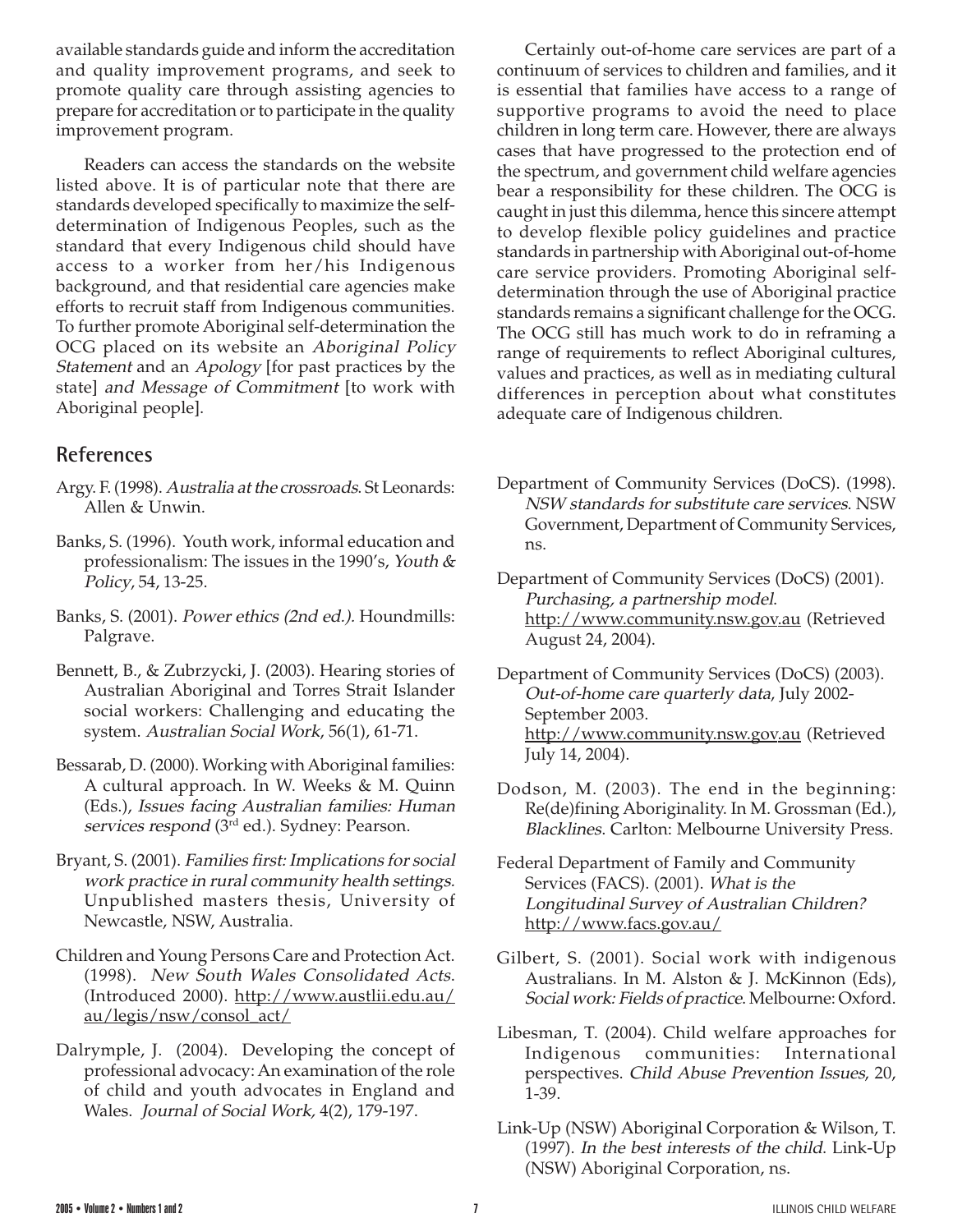available standards guide and inform the accreditation and quality improvement programs, and seek to promote quality care through assisting agencies to prepare for accreditation or to participate in the quality improvement program.

Readers can access the standards on the website listed above. It is of particular note that there are standards developed specifically to maximize the self-determination of Indigenous Peoples, such as the standard that every Indigenous child should have access to a worker from her/his Indigenous background, and that residential care agencies make efforts to recruit staff from Indigenous communities. To further promote Aboriginal self-determination the OCG placed on its website an *Aboriginal Policy Statement* and an *Apology* [for past practices by the state] *and Message of Commitment* [to work with Aboriginal people].

Certainly out-of-home care services are part of a continuum of services to children and families, and it is essential that families have access to a range of supportive programs to avoid the need to place children in long term care. However, there are always cases that have progressed to the protection end of the spectrum, and government child welfare agencies bear a responsibility for these children. The OCG is caught in just this dilemma, hence this sincere attempt to develop flexible policy guidelines and practice standards in partnership with Aboriginal out-of-home care service providers. Promoting Aboriginal self-determination through the use of Aboriginal practice standards remains a significant challenge for the OCG. The OCG still has much work to do in reframing a range of requirements to reflect Aboriginal cultures, values and practices, as well as in mediating cultural differences in perception about what constitutes adequate care of Indigenous children.

## References

Argy. F. (1998). *Australia at the crossroads.* St Leonards: Allen & Unwin.

Banks, S. (1996). Youth work, informal education and professionalism: The issues in the 1990's, *Youth & Policy*, 54, 13-25.

Banks, S. (2001). *Power ethics (2nd ed.).* Houndmills: Palgrave.

Bennett, B., & Zubrzycki, J. (2003). Hearing stories of Australian Aboriginal and Torres Strait Islander social workers: Challenging and educating the system. *Australian Social Work*, 56(1), 61-71.

Bessarab, D. (2000). Working with Aboriginal families: A cultural approach. In W. Weeks & M. Quinn (Eds.), *Issues facing Australian families: Human services respond* (3rd ed.). Sydney: Pearson.

Bryant, S. (2001). *Families first: Implications for social work practice in rural community health settings.* Unpublished masters thesis, University of Newcastle, NSW, Australia.

Children and Young Persons Care and Protection Act. (1998). *New South Wales Consolidated Acts.* (Introduced 2000). http://www.austlii.edu.au/au/legis/nsw/consol_act/

Dalrymple, J. (2004). Developing the concept of professional advocacy: An examination of the role of child and youth advocates in England and Wales. *Journal of Social Work,* 4(2), 179-197.

Department of Community Services (DoCS). (1998). *NSW standards for substitute care services.* NSW Government, Department of Community Services, ns.

Department of Community Services (DoCS) (2001). *Purchasing, a partnership model.* http://www.community.nsw.gov.au (Retrieved August 24, 2004).

Department of Community Services (DoCS) (2003). *Out-of-home care quarterly data*, July 2002-September 2003. http://www.community.nsw.gov.au (Retrieved July 14, 2004).

Dodson, M. (2003). The end in the beginning: Re(de)fining Aboriginality. In M. Grossman (Ed.), *Blacklines*. Carlton: Melbourne University Press.

Federal Department of Family and Community Services (FACS). (2001). *What is the Longitudinal Survey of Australian Children?* http://www.facs.gov.au/

Gilbert, S. (2001). Social work with indigenous Australians. In M. Alston & J. McKinnon (Eds), *Social work: Fields of practice.* Melbourne: Oxford.

Libesman, T. (2004). Child welfare approaches for Indigenous communities: International perspectives. *Child Abuse Prevention Issues*, 20, 1-39.

Link-Up (NSW) Aboriginal Corporation & Wilson, T. (1997). *In the best interests of the child.* Link-Up (NSW) Aboriginal Corporation, ns.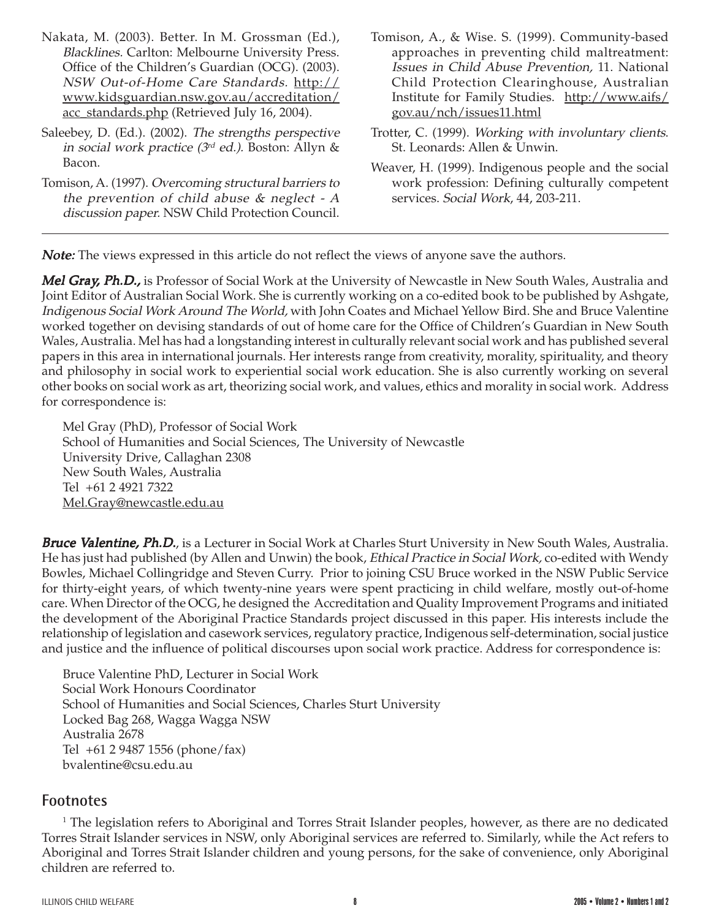Nakata, M. (2003). Better. In M. Grossman (Ed.), *Blacklines.* Carlton: Melbourne University Press. Office of the Children's Guardian (OCG). (2003). *NSW Out-of-Home Care Standards.* http://www.kidsguardian.nsw.gov.au/accreditation/acc_standards.php (Retrieved July 16, 2004).

Saleebey, D. (Ed.). (2002). *The strengths perspective in social work practice (3rd ed.).* Boston: Allyn & Bacon.

Tomison, A. (1997). *Overcoming structural barriers to the prevention of child abuse & neglect - A discussion paper.* NSW Child Protection Council.

Tomison, A., & Wise. S. (1999). Community-based approaches in preventing child maltreatment: *Issues in Child Abuse Prevention,* 11. National Child Protection Clearinghouse, Australian Institute for Family Studies. http://www.aifs/gov.au/nch/issues11.html

Trotter, C. (1999). *Working with involuntary clients.* St. Leonards: Allen & Unwin.

Weaver, H. (1999). Indigenous people and the social work profession: Defining culturally competent services. *Social Work*, 44, 203-211.

---

***Note:*** The views expressed in this article do not reflect the views of anyone save the authors.

***Mel Gray, Ph.D.,*** is Professor of Social Work at the University of Newcastle in New South Wales, Australia and Joint Editor of Australian Social Work. She is currently working on a co-edited book to be published by Ashgate, *Indigenous Social Work Around The World,* with John Coates and Michael Yellow Bird. She and Bruce Valentine worked together on devising standards of out of home care for the Office of Children's Guardian in New South Wales, Australia. Mel has had a longstanding interest in culturally relevant social work and has published several papers in this area in international journals. Her interests range from creativity, morality, spirituality, and theory and philosophy in social work to experiential social work education. She is also currently working on several other books on social work as art, theorizing social work, and values, ethics and morality in social work. Address for correspondence is:

Mel Gray (PhD), Professor of Social Work
School of Humanities and Social Sciences, The University of Newcastle
University Drive, Callaghan 2308
New South Wales, Australia
Tel +61 2 4921 7322
Mel.Gray@newcastle.edu.au

***Bruce Valentine, Ph.D.***, is a Lecturer in Social Work at Charles Sturt University in New South Wales, Australia. He has just had published (by Allen and Unwin) the book, *Ethical Practice in Social Work,* co-edited with Wendy Bowles, Michael Collingridge and Steven Curry. Prior to joining CSU Bruce worked in the NSW Public Service for thirty-eight years, of which twenty-nine years were spent practicing in child welfare, mostly out-of-home care. When Director of the OCG, he designed the Accreditation and Quality Improvement Programs and initiated the development of the Aboriginal Practice Standards project discussed in this paper. His interests include the relationship of legislation and casework services, regulatory practice, Indigenous self-determination, social justice and justice and the influence of political discourses upon social work practice. Address for correspondence is:

Bruce Valentine PhD, Lecturer in Social Work
Social Work Honours Coordinator
School of Humanities and Social Sciences, Charles Sturt University
Locked Bag 268, Wagga Wagga NSW
Australia 2678
Tel +61 2 9487 1556 (phone/fax)
bvalentine@csu.edu.au

## Footnotes

[1] The legislation refers to Aboriginal and Torres Strait Islander peoples, however, as there are no dedicated Torres Strait Islander services in NSW, only Aboriginal services are referred to. Similarly, while the Act refers to Aboriginal and Torres Strait Islander children and young persons, for the sake of convenience, only Aboriginal children are referred to.